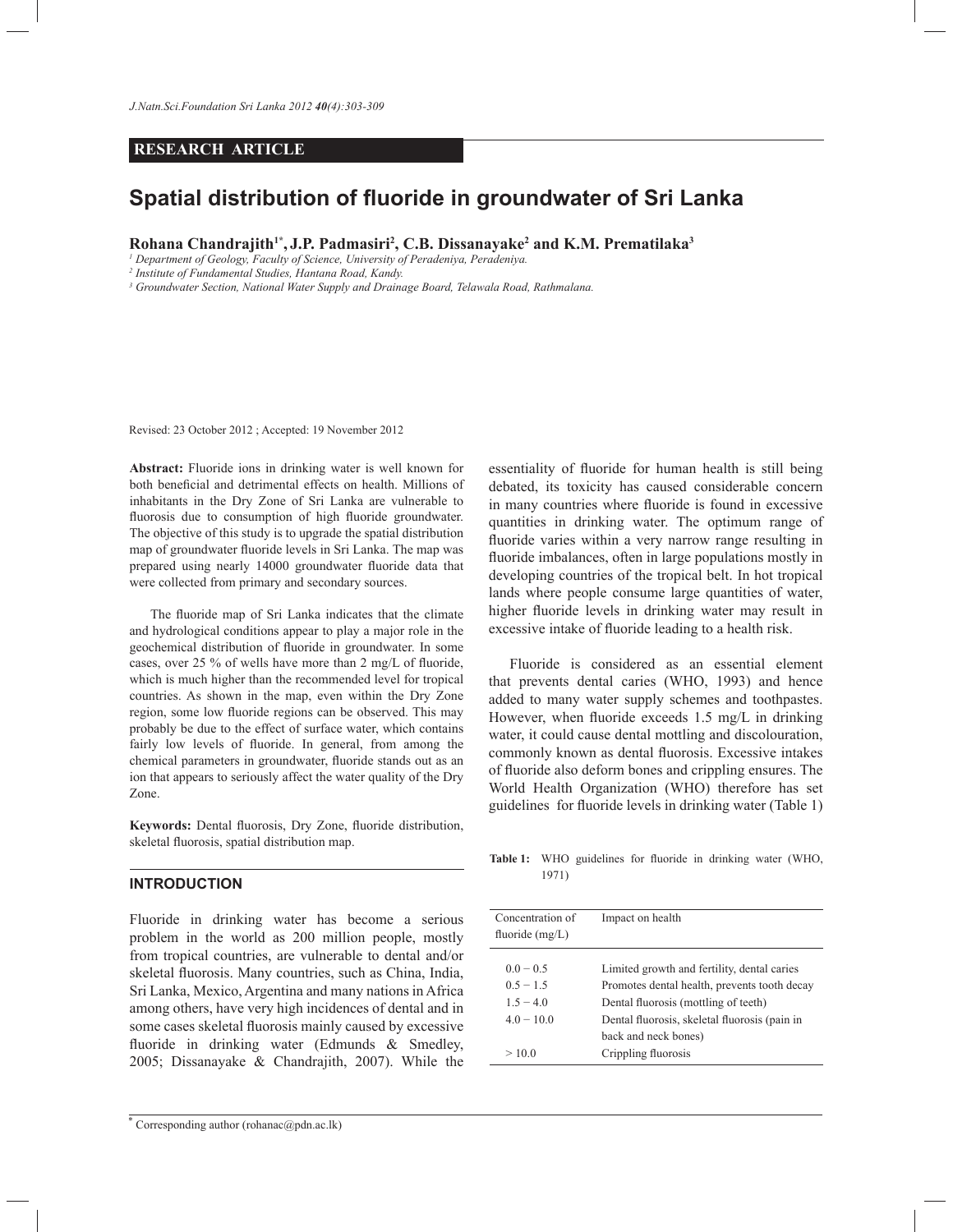**RESEARCH ARTICLE**

# Spatial distribution of fluoride in groundwater of Sri Lanka

**Rohana Chandrajith[1*], J.P. Padmasiri[2], C.B. Dissanayake[2] and K.M. Prematilaka[3]**

[1] *Department of Geology, Faculty of Science, University of Peradeniya, Peradeniya.*
[2] *Institute of Fundamental Studies, Hantana Road, Kandy.*
[3] *Groundwater Section, National Water Supply and Drainage Board, Telawala Road, Rathmalana.*

Revised: 23 October 2012 ; Accepted: 19 November 2012

**Abstract:** Fluoride ions in drinking water is well known for both beneficial and detrimental effects on health. Millions of inhabitants in the Dry Zone of Sri Lanka are vulnerable to fluorosis due to consumption of high fluoride groundwater. The objective of this study is to upgrade the spatial distribution map of groundwater fluoride levels in Sri Lanka. The map was prepared using nearly 14000 groundwater fluoride data that were collected from primary and secondary sources.

The fluoride map of Sri Lanka indicates that the climate and hydrological conditions appear to play a major role in the geochemical distribution of fluoride in groundwater. In some cases, over 25 % of wells have more than 2 mg/L of fluoride, which is much higher than the recommended level for tropical countries. As shown in the map, even within the Dry Zone region, some low fluoride regions can be observed. This may probably be due to the effect of surface water, which contains fairly low levels of fluoride. In general, from among the chemical parameters in groundwater, fluoride stands out as an ion that appears to seriously affect the water quality of the Dry Zone.

**Keywords:** Dental fluorosis, Dry Zone, fluoride distribution, skeletal fluorosis, spatial distribution map.

## INTRODUCTION

Fluoride in drinking water has become a serious problem in the world as 200 million people, mostly from tropical countries, are vulnerable to dental and/or skeletal fluorosis. Many countries, such as China, India, Sri Lanka, Mexico, Argentina and many nations in Africa among others, have very high incidences of dental and in some cases skeletal fluorosis mainly caused by excessive fluoride in drinking water (Edmunds & Smedley, 2005; Dissanayake & Chandrajith, 2007). While the essentiality of fluoride for human health is still being debated, its toxicity has caused considerable concern in many countries where fluoride is found in excessive quantities in drinking water. The optimum range of fluoride varies within a very narrow range resulting in fluoride imbalances, often in large populations mostly in developing countries of the tropical belt. In hot tropical lands where people consume large quantities of water, higher fluoride levels in drinking water may result in excessive intake of fluoride leading to a health risk.

Fluoride is considered as an essential element that prevents dental caries (WHO, 1993) and hence added to many water supply schemes and toothpastes. However, when fluoride exceeds 1.5 mg/L in drinking water, it could cause dental mottling and discolouration, commonly known as dental fluorosis. Excessive intakes of fluoride also deform bones and crippling ensures. The World Health Organization (WHO) therefore has set guidelines for fluoride levels in drinking water (Table 1)

**Table 1:** WHO guidelines for fluoride in drinking water (WHO, 1971)

| Concentration of fluoride (mg/L) | Impact on health |
| --- | --- |
| 0.0 − 0.5 | Limited growth and fertility, dental caries |
| 0.5 − 1.5 | Promotes dental health, prevents tooth decay |
| 1.5 − 4.0 | Dental fluorosis (mottling of teeth) |
| 4.0 − 10.0 | Dental fluorosis, skeletal fluorosis (pain in back and neck bones) |
| > 10.0 | Crippling fluorosis |

* Corresponding author (rohanac@pdn.ac.lk)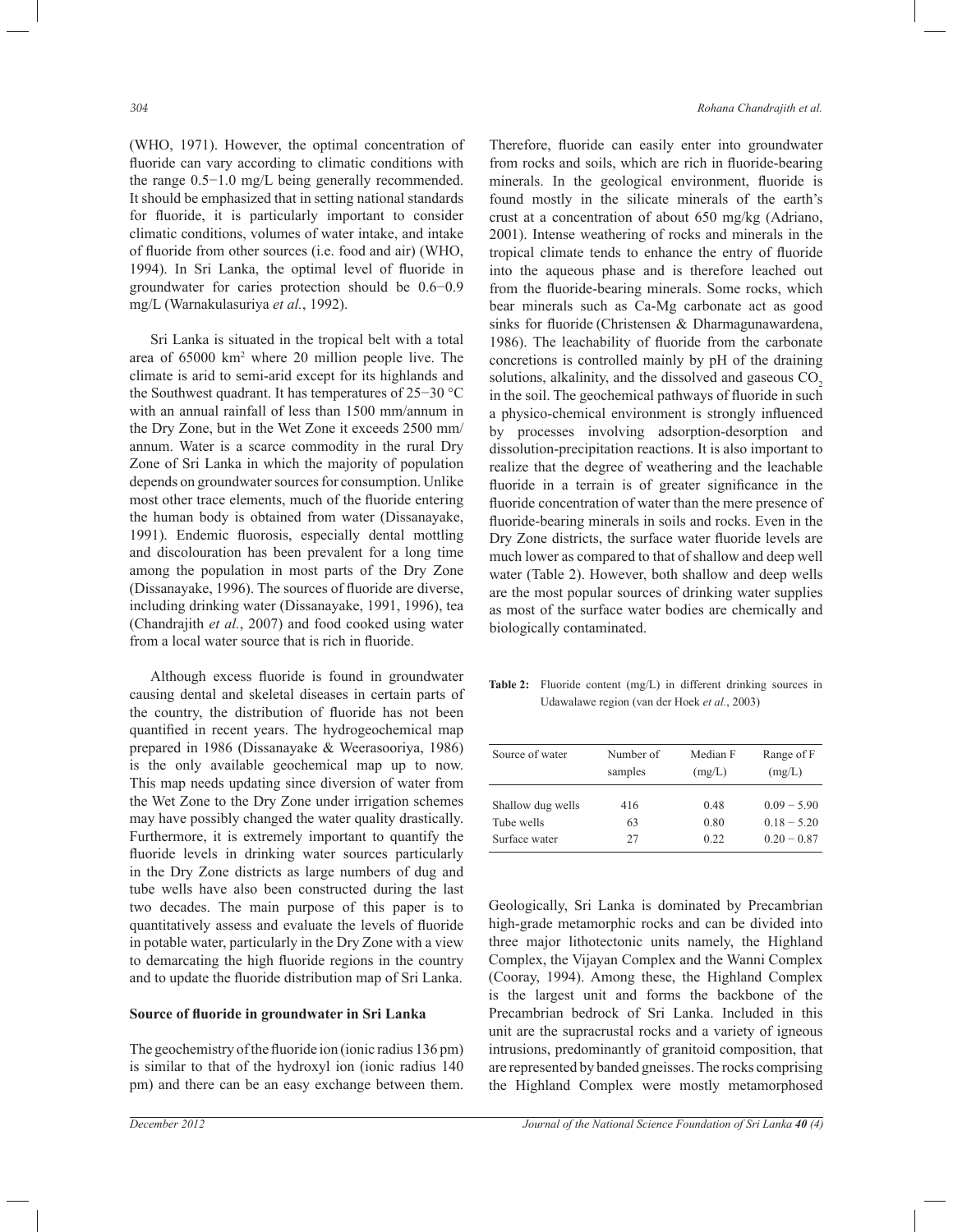(WHO, 1971). However, the optimal concentration of fluoride can vary according to climatic conditions with the range 0.5−1.0 mg/L being generally recommended. It should be emphasized that in setting national standards for fluoride, it is particularly important to consider climatic conditions, volumes of water intake, and intake of fluoride from other sources (i.e. food and air) (WHO, 1994). In Sri Lanka, the optimal level of fluoride in groundwater for caries protection should be 0.6−0.9 mg/L (Warnakulasuriya *et al.*, 1992).

Sri Lanka is situated in the tropical belt with a total area of 65000 km$^2$ where 20 million people live. The climate is arid to semi-arid except for its highlands and the Southwest quadrant. It has temperatures of 25−30 °C with an annual rainfall of less than 1500 mm/annum in the Dry Zone, but in the Wet Zone it exceeds 2500 mm/annum. Water is a scarce commodity in the rural Dry Zone of Sri Lanka in which the majority of population depends on groundwater sources for consumption. Unlike most other trace elements, much of the fluoride entering the human body is obtained from water (Dissanayake, 1991). Endemic fluorosis, especially dental mottling and discolouration has been prevalent for a long time among the population in most parts of the Dry Zone (Dissanayake, 1996). The sources of fluoride are diverse, including drinking water (Dissanayake, 1991, 1996), tea (Chandrajith *et al.*, 2007) and food cooked using water from a local water source that is rich in fluoride.

Although excess fluoride is found in groundwater causing dental and skeletal diseases in certain parts of the country, the distribution of fluoride has not been quantified in recent years. The hydrogeochemical map prepared in 1986 (Dissanayake & Weerasooriya, 1986) is the only available geochemical map up to now. This map needs updating since diversion of water from the Wet Zone to the Dry Zone under irrigation schemes may have possibly changed the water quality drastically. Furthermore, it is extremely important to quantify the fluoride levels in drinking water sources particularly in the Dry Zone districts as large numbers of dug and tube wells have also been constructed during the last two decades. The main purpose of this paper is to quantitatively assess and evaluate the levels of fluoride in potable water, particularly in the Dry Zone with a view to demarcating the high fluoride regions in the country and to update the fluoride distribution map of Sri Lanka.

**Source of fluoride in groundwater in Sri Lanka**

The geochemistry of the fluoride ion (ionic radius 136 pm) is similar to that of the hydroxyl ion (ionic radius 140 pm) and there can be an easy exchange between them. Therefore, fluoride can easily enter into groundwater from rocks and soils, which are rich in fluoride-bearing minerals. In the geological environment, fluoride is found mostly in the silicate minerals of the earth's crust at a concentration of about 650 mg/kg (Adriano, 2001). Intense weathering of rocks and minerals in the tropical climate tends to enhance the entry of fluoride into the aqueous phase and is therefore leached out from the fluoride-bearing minerals. Some rocks, which bear minerals such as Ca-Mg carbonate act as good sinks for fluoride (Christensen & Dharmagunawardena, 1986). The leachability of fluoride from the carbonate concretions is controlled mainly by pH of the draining solutions, alkalinity, and the dissolved and gaseous $CO_2$ in the soil. The geochemical pathways of fluoride in such a physico-chemical environment is strongly influenced by processes involving adsorption-desorption and dissolution-precipitation reactions. It is also important to realize that the degree of weathering and the leachable fluoride in a terrain is of greater significance in the fluoride concentration of water than the mere presence of fluoride-bearing minerals in soils and rocks. Even in the Dry Zone districts, the surface water fluoride levels are much lower as compared to that of shallow and deep well water (Table 2). However, both shallow and deep wells are the most popular sources of drinking water supplies as most of the surface water bodies are chemically and biologically contaminated.

**Table 2:** Fluoride content (mg/L) in different drinking sources in Udawalawe region (van der Hoek *et al.*, 2003)

| Source of water | Number of samples | Median F (mg/L) | Range of F (mg/L) |
|---|---|---|---|
| Shallow dug wells | 416 | 0.48 | 0.09 − 5.90 |
| Tube wells | 63 | 0.80 | 0.18 − 5.20 |
| Surface water | 27 | 0.22 | 0.20 − 0.87 |

Geologically, Sri Lanka is dominated by Precambrian high-grade metamorphic rocks and can be divided into three major lithotectonic units namely, the Highland Complex, the Vijayan Complex and the Wanni Complex (Cooray, 1994). Among these, the Highland Complex is the largest unit and forms the backbone of the Precambrian bedrock of Sri Lanka. Included in this unit are the supracrustal rocks and a variety of igneous intrusions, predominantly of granitoid composition, that are represented by banded gneisses. The rocks comprising the Highland Complex were mostly metamorphosed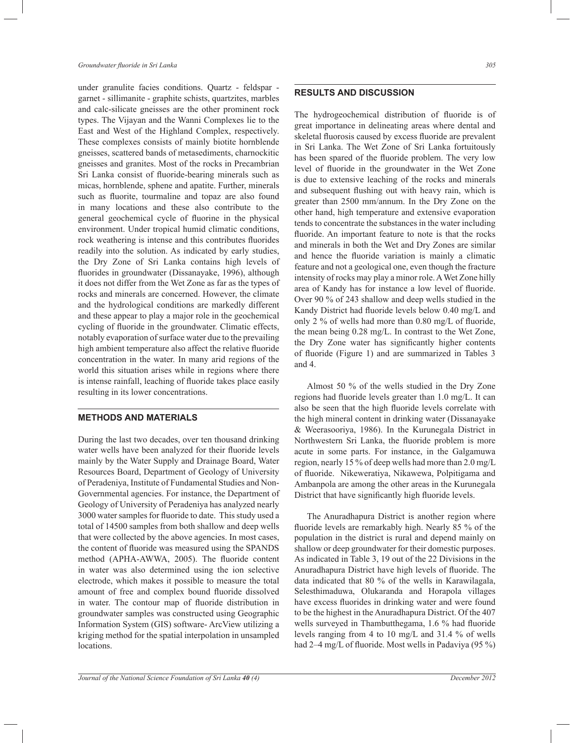under granulite facies conditions. Quartz - feldspar - garnet - sillimanite - graphite schists, quartzites, marbles and calc-silicate gneisses are the other prominent rock types. The Vijayan and the Wanni Complexes lie to the East and West of the Highland Complex, respectively. These complexes consists of mainly biotite hornblende gneisses, scattered bands of metasediments, charnockitic gneisses and granites. Most of the rocks in Precambrian Sri Lanka consist of fluoride-bearing minerals such as micas, hornblende, sphene and apatite. Further, minerals such as fluorite, tourmaline and topaz are also found in many locations and these also contribute to the general geochemical cycle of fluorine in the physical environment. Under tropical humid climatic conditions, rock weathering is intense and this contributes fluorides readily into the solution. As indicated by early studies, the Dry Zone of Sri Lanka contains high levels of fluorides in groundwater (Dissanayake, 1996), although it does not differ from the Wet Zone as far as the types of rocks and minerals are concerned. However, the climate and the hydrological conditions are markedly different and these appear to play a major role in the geochemical cycling of fluoride in the groundwater. Climatic effects, notably evaporation of surface water due to the prevailing high ambient temperature also affect the relative fluoride concentration in the water. In many arid regions of the world this situation arises while in regions where there is intense rainfall, leaching of fluoride takes place easily resulting in its lower concentrations.

## METHODS AND MATERIALS

During the last two decades, over ten thousand drinking water wells have been analyzed for their fluoride levels mainly by the Water Supply and Drainage Board, Water Resources Board, Department of Geology of University of Peradeniya, Institute of Fundamental Studies and Non-Governmental agencies. For instance, the Department of Geology of University of Peradeniya has analyzed nearly 3000 water samples for fluoride to date. This study used a total of 14500 samples from both shallow and deep wells that were collected by the above agencies. In most cases, the content of fluoride was measured using the SPANDS method (APHA-AWWA, 2005). The fluoride content in water was also determined using the ion selective electrode, which makes it possible to measure the total amount of free and complex bound fluoride dissolved in water. The contour map of fluoride distribution in groundwater samples was constructed using Geographic Information System (GIS) software- ArcView utilizing a kriging method for the spatial interpolation in unsampled locations.

## RESULTS AND DISCUSSION

The hydrogeochemical distribution of fluoride is of great importance in delineating areas where dental and skeletal fluorosis caused by excess fluoride are prevalent in Sri Lanka. The Wet Zone of Sri Lanka fortuitously has been spared of the fluoride problem. The very low level of fluoride in the groundwater in the Wet Zone is due to extensive leaching of the rocks and minerals and subsequent flushing out with heavy rain, which is greater than 2500 mm/annum. In the Dry Zone on the other hand, high temperature and extensive evaporation tends to concentrate the substances in the water including fluoride. An important feature to note is that the rocks and minerals in both the Wet and Dry Zones are similar and hence the fluoride variation is mainly a climatic feature and not a geological one, even though the fracture intensity of rocks may play a minor role. A Wet Zone hilly area of Kandy has for instance a low level of fluoride. Over 90 % of 243 shallow and deep wells studied in the Kandy District had fluoride levels below 0.40 mg/L and only 2 % of wells had more than 0.80 mg/L of fluoride, the mean being 0.28 mg/L. In contrast to the Wet Zone, the Dry Zone water has significantly higher contents of fluoride (Figure 1) and are summarized in Tables 3 and 4.

Almost 50 % of the wells studied in the Dry Zone regions had fluoride levels greater than 1.0 mg/L. It can also be seen that the high fluoride levels correlate with the high mineral content in drinking water (Dissanayake & Weerasooriya, 1986). In the Kurunegala District in Northwestern Sri Lanka, the fluoride problem is more acute in some parts. For instance, in the Galgamuwa region, nearly 15 % of deep wells had more than 2.0 mg/L of fluoride. Nikeweratiya, Nikawewa, Polpitigama and Ambanpola are among the other areas in the Kurunegala District that have significantly high fluoride levels.

The Anuradhapura District is another region where fluoride levels are remarkably high. Nearly 85 % of the population in the district is rural and depend mainly on shallow or deep groundwater for their domestic purposes. As indicated in Table 3, 19 out of the 22 Divisions in the Anuradhapura District have high levels of fluoride. The data indicated that 80 % of the wells in Karawilagala, Selesthimaduwa, Olukaranda and Horapola villages have excess fluorides in drinking water and were found to be the highest in the Anuradhapura District. Of the 407 wells surveyed in Thambutthegama, 1.6 % had fluoride levels ranging from 4 to 10 mg/L and 31.4 % of wells had 2–4 mg/L of fluoride. Most wells in Padaviya (95 %)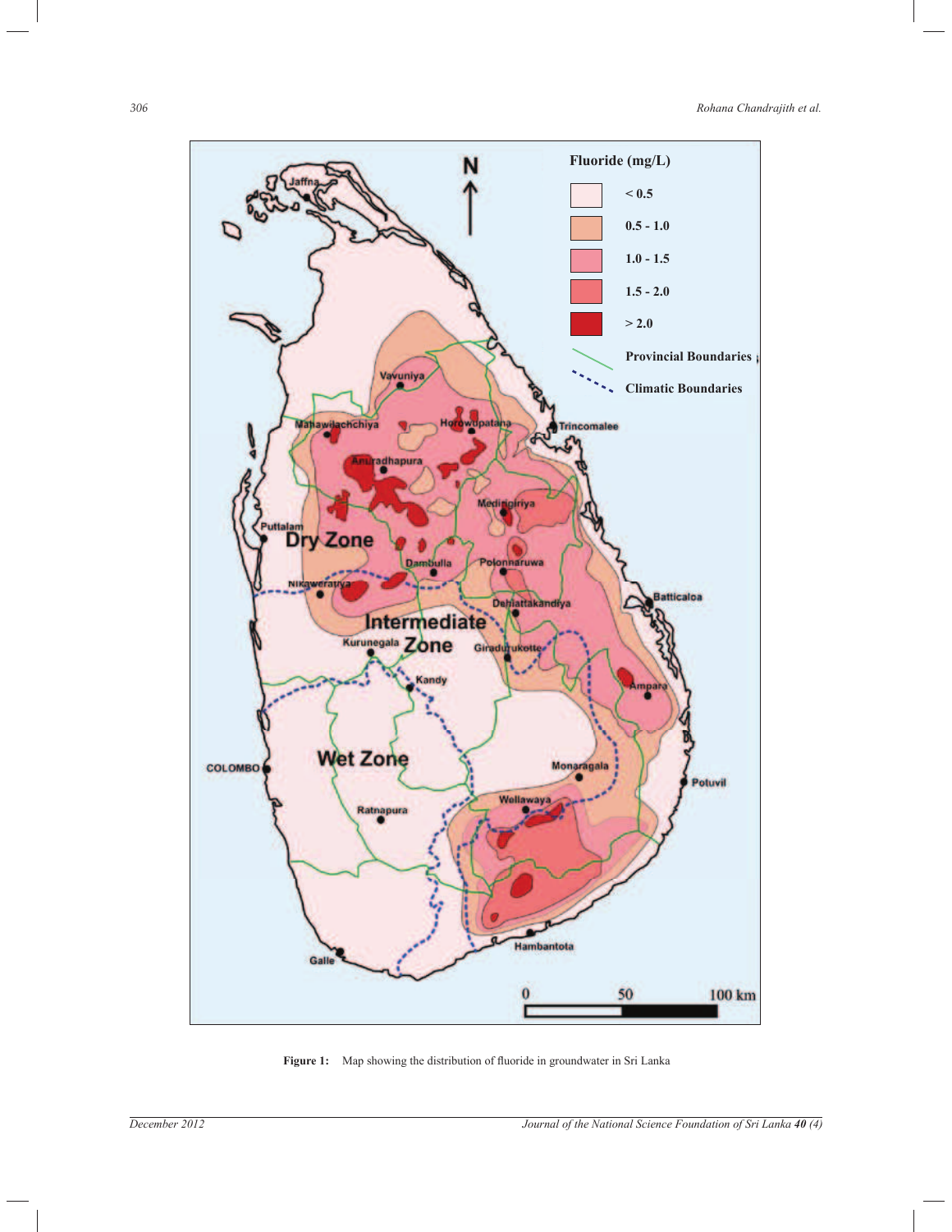Fluoride (mg/L)

< 0.5

0.5 - 1.0

1.0 - 1.5

1.5 - 2.0

> 2.0

Provincial Boundaries

Climatic Boundaries

N

Jaffna

Vavuniya

Mahawilachchiya

Horowupatana

Trincomalee

Anuradhapura

Medirigiriya

Puttalam

Dry Zone

Dambulla

Polonnaruwa

Nikaweratiya

Batticaloa

Dehiattakandiya

Intermediate Zone

Kurunegala

Girandurukotte

Kandy

Ampara

Wet Zone

COLOMBO

Monaragala

Potuvil

Ratnapura

Wellawaya

Hambantota

Galle

0 50 100 km

**Figure 1:** Map showing the distribution of fluoride in groundwater in Sri Lanka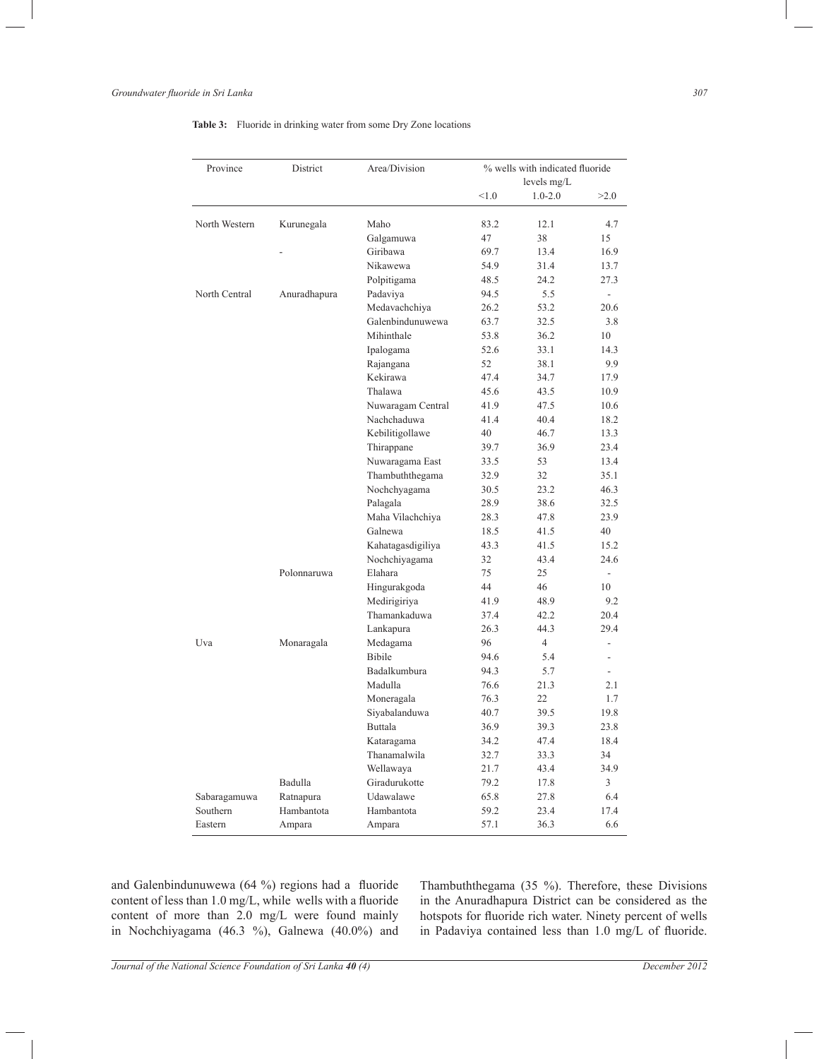**Table 3:** Fluoride in drinking water from some Dry Zone locations

| Province | District | Area/Division | % wells with indicated fluoride levels mg/L | | |
|---|---|---|---|---|---|
| | | | <1.0 | 1.0-2.0 | >2.0 |
| North Western | Kurunegala | Maho | 83.2 | 12.1 | 4.7 |
| | | Galgamuwa | 47 | 38 | 15 |
| | - | Giribawa | 69.7 | 13.4 | 16.9 |
| | | Nikawewa | 54.9 | 31.4 | 13.7 |
| | | Polpitigama | 48.5 | 24.2 | 27.3 |
| North Central | Anuradhapura | Padaviya | 94.5 | 5.5 | - |
| | | Medavachchiya | 26.2 | 53.2 | 20.6 |
| | | Galenbindunuwewa | 63.7 | 32.5 | 3.8 |
| | | Mihinthale | 53.8 | 36.2 | 10 |
| | | Ipalogama | 52.6 | 33.1 | 14.3 |
| | | Rajangana | 52 | 38.1 | 9.9 |
| | | Kekirawa | 47.4 | 34.7 | 17.9 |
| | | Thalawa | 45.6 | 43.5 | 10.9 |
| | | Nuwaragam Central | 41.9 | 47.5 | 10.6 |
| | | Nachchaduwa | 41.4 | 40.4 | 18.2 |
| | | Kebilitigollawe | 40 | 46.7 | 13.3 |
| | | Thirappane | 39.7 | 36.9 | 23.4 |
| | | Nuwaragama East | 33.5 | 53 | 13.4 |
| | | Thambuththegama | 32.9 | 32 | 35.1 |
| | | Nochchyagama | 30.5 | 23.2 | 46.3 |
| | | Palagala | 28.9 | 38.6 | 32.5 |
| | | Maha Vilachchiya | 28.3 | 47.8 | 23.9 |
| | | Galnewa | 18.5 | 41.5 | 40 |
| | | Kahatagasdigiliya | 43.3 | 41.5 | 15.2 |
| | | Nochchiyagama | 32 | 43.4 | 24.6 |
| | Polonnaruwa | Elahara | 75 | 25 | - |
| | | Hingurakgoda | 44 | 46 | 10 |
| | | Medirigiriya | 41.9 | 48.9 | 9.2 |
| | | Thamankaduwa | 37.4 | 42.2 | 20.4 |
| | | Lankapura | 26.3 | 44.3 | 29.4 |
| Uva | Monaragala | Medagama | 96 | 4 | - |
| | | Bibile | 94.6 | 5.4 | - |
| | | Badalkumbura | 94.3 | 5.7 | - |
| | | Madulla | 76.6 | 21.3 | 2.1 |
| | | Moneragala | 76.3 | 22 | 1.7 |
| | | Siyabalanduwa | 40.7 | 39.5 | 19.8 |
| | | Buttala | 36.9 | 39.3 | 23.8 |
| | | Kataragama | 34.2 | 47.4 | 18.4 |
| | | Thanamalwila | 32.7 | 33.3 | 34 |
| | | Wellawaya | 21.7 | 43.4 | 34.9 |
| | Badulla | Giradurukotte | 79.2 | 17.8 | 3 |
| Sabaragamuwa | Ratnapura | Udawalawe | 65.8 | 27.8 | 6.4 |
| Southern | Hambantota | Hambantota | 59.2 | 23.4 | 17.4 |
| Eastern | Ampara | Ampara | 57.1 | 36.3 | 6.6 |

and Galenbindunuwewa (64 %) regions had a fluoride content of less than 1.0 mg/L, while wells with a fluoride content of more than 2.0 mg/L were found mainly in Nochchiyagama (46.3 %), Galnewa (40.0%) and Thambuththegama (35 %). Therefore, these Divisions in the Anuradhapura District can be considered as the hotspots for fluoride rich water. Ninety percent of wells in Padaviya contained less than 1.0 mg/L of fluoride.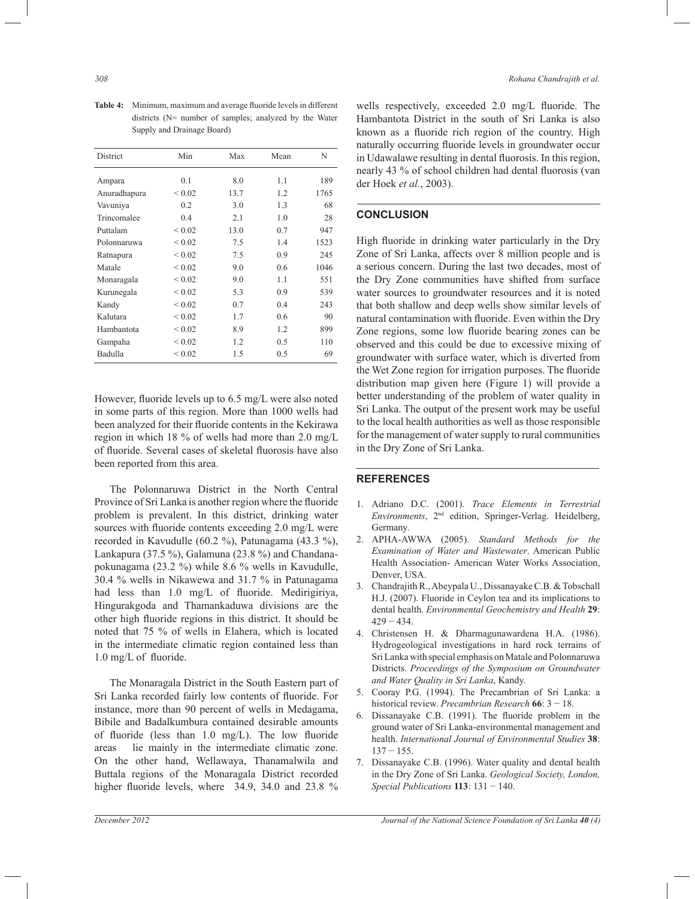**Table 4:** Minimum, maximum and average fluoride levels in different districts (N= number of samples; analyzed by the Water Supply and Drainage Board)

| District | Min | Max | Mean | N |
|---|---|---|---|---|
| Ampara | 0.1 | 8.0 | 1.1 | 189 |
| Anuradhapura | < 0.02 | 13.7 | 1.2 | 1765 |
| Vavuniya | 0.2 | 3.0 | 1.3 | 68 |
| Trincomalee | 0.4 | 2.1 | 1.0 | 28 |
| Puttalam | < 0.02 | 13.0 | 0.7 | 947 |
| Polonnaruwa | < 0.02 | 7.5 | 1.4 | 1523 |
| Ratnapura | < 0.02 | 7.5 | 0.9 | 245 |
| Matale | < 0.02 | 9.0 | 0.6 | 1046 |
| Monaragala | < 0.02 | 9.0 | 1.1 | 551 |
| Kurunegala | < 0.02 | 5.3 | 0.9 | 539 |
| Kandy | < 0.02 | 0.7 | 0.4 | 243 |
| Kalutara | < 0.02 | 1.7 | 0.6 | 90 |
| Hambantota | < 0.02 | 8.9 | 1.2 | 899 |
| Gampaha | < 0.02 | 1.2 | 0.5 | 110 |
| Badulla | < 0.02 | 1.5 | 0.5 | 69 |

However, fluoride levels up to 6.5 mg/L were also noted in some parts of this region. More than 1000 wells had been analyzed for their fluoride contents in the Kekirawa region in which 18 % of wells had more than 2.0 mg/L of fluoride. Several cases of skeletal fluorosis have also been reported from this area.

The Polonnaruwa District in the North Central Province of Sri Lanka is another region where the fluoride problem is prevalent. In this district, drinking water sources with fluoride contents exceeding 2.0 mg/L were recorded in Kavudulle (60.2 %), Patunagama (43.3 %), Lankapura (37.5 %), Galamuna (23.8 %) and Chandana-pokunagama (23.2 %) while 8.6 % wells in Kavudulle, 30.4 % wells in Nikawewa and 31.7 % in Patunagama had less than 1.0 mg/L of fluoride. Medirigiriya, Hingurakgoda and Thamankaduwa divisions are the other high fluoride regions in this district. It should be noted that 75 % of wells in Elahera, which is located in the intermediate climatic region contained less than 1.0 mg/L of fluoride.

The Monaragala District in the South Eastern part of Sri Lanka recorded fairly low contents of fluoride. For instance, more than 90 percent of wells in Medagama, Bibile and Badalkumbura contained desirable amounts of fluoride (less than 1.0 mg/L). The low fluoride areas lie mainly in the intermediate climatic zone. On the other hand, Wellawaya, Thanamalwila and Buttala regions of the Monaragala District recorded higher fluoride levels, where 34.9, 34.0 and 23.8 % wells respectively, exceeded 2.0 mg/L fluoride. The Hambantota District in the south of Sri Lanka is also known as a fluoride rich region of the country. High naturally occurring fluoride levels in groundwater occur in Udawalawe resulting in dental fluorosis. In this region, nearly 43 % of school children had dental fluorosis (van der Hoek *et al.*, 2003).

## CONCLUSION

High fluoride in drinking water particularly in the Dry Zone of Sri Lanka, affects over 8 million people and is a serious concern. During the last two decades, most of the Dry Zone communities have shifted from surface water sources to groundwater resources and it is noted that both shallow and deep wells show similar levels of natural contamination with fluoride. Even within the Dry Zone regions, some low fluoride bearing zones can be observed and this could be due to excessive mixing of groundwater with surface water, which is diverted from the Wet Zone region for irrigation purposes. The fluoride distribution map given here (Figure 1) will provide a better understanding of the problem of water quality in Sri Lanka. The output of the present work may be useful to the local health authorities as well as those responsible for the management of water supply to rural communities in the Dry Zone of Sri Lanka.

## REFERENCES

1. Adriano D.C. (2001). *Trace Elements in Terrestrial Environments*, 2nd edition, Springer-Verlag. Heidelberg, Germany.
2. APHA-AWWA (2005). *Standard Methods for the Examination of Water and Wastewater*. American Public Health Association- American Water Works Association, Denver, USA.
3. Chandrajith R., Abeypala U., Dissanayake C.B. & Tobschall H.J. (2007). Fluoride in Ceylon tea and its implications to dental health. *Environmental Geochemistry and Health* **29**: 429 − 434.
4. Christensen H. & Dharmagunawardena H.A. (1986). Hydrogeological investigations in hard rock terrains of Sri Lanka with special emphasis on Matale and Polonnaruwa Districts. *Proceedings of the Symposium on Groundwater and Water Quality in Sri Lanka*, Kandy.
5. Cooray P.G. (1994). The Precambrian of Sri Lanka: a historical review. *Precambrian Research* **66**: 3 − 18.
6. Dissanayake C.B. (1991). The fluoride problem in the ground water of Sri Lanka-environmental management and health. *International Journal of Environmental Studies* **38**: 137 − 155.
7. Dissanayake C.B. (1996). Water quality and dental health in the Dry Zone of Sri Lanka. *Geological Society, London, Special Publications* **113**: 131 − 140.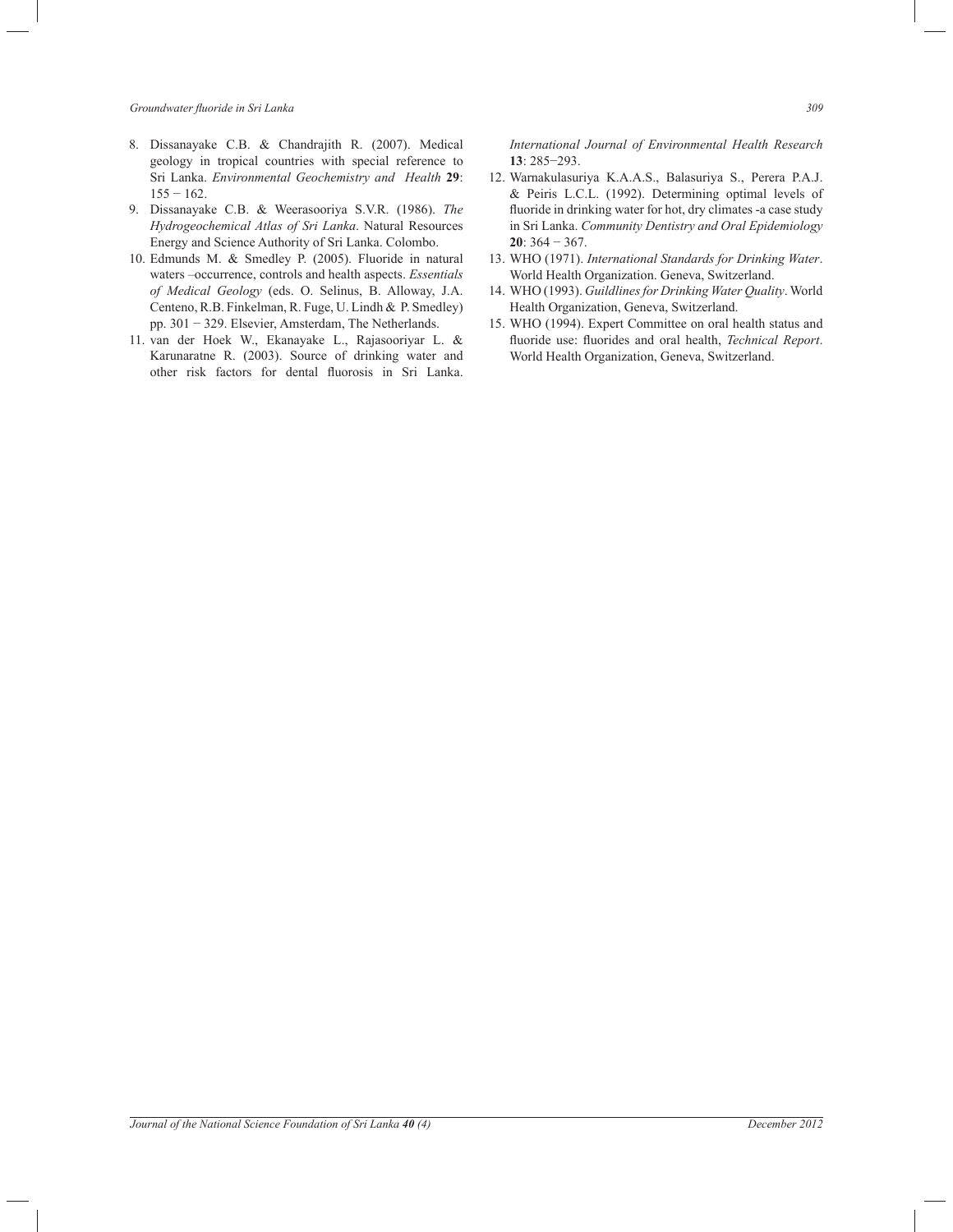8. Dissanayake C.B. & Chandrajith R. (2007). Medical geology in tropical countries with special reference to Sri Lanka. *Environmental Geochemistry and Health* **29**: 155 − 162.
9. Dissanayake C.B. & Weerasooriya S.V.R. (1986). *The Hydrogeochemical Atlas of Sri Lanka*. Natural Resources Energy and Science Authority of Sri Lanka. Colombo.
10. Edmunds M. & Smedley P. (2005). Fluoride in natural waters –occurrence, controls and health aspects. *Essentials of Medical Geology* (eds. O. Selinus, B. Alloway, J.A. Centeno, R.B. Finkelman, R. Fuge, U. Lindh & P. Smedley) pp. 301 − 329. Elsevier, Amsterdam, The Netherlands.
11. van der Hoek W., Ekanayake L., Rajasooriyar L. & Karunaratne R. (2003). Source of drinking water and other risk factors for dental fluorosis in Sri Lanka. *International Journal of Environmental Health Research* **13**: 285−293.
12. Warnakulasuriya K.A.A.S., Balasuriya S., Perera P.A.J. & Peiris L.C.L. (1992). Determining optimal levels of fluoride in drinking water for hot, dry climates -a case study in Sri Lanka. *Community Dentistry and Oral Epidemiology* **20**: 364 − 367.
13. WHO (1971). *International Standards for Drinking Water*. World Health Organization. Geneva, Switzerland.
14. WHO (1993). *Guildlines for Drinking Water Quality*. World Health Organization, Geneva, Switzerland.
15. WHO (1994). Expert Committee on oral health status and fluoride use: fluorides and oral health, *Technical Report*. World Health Organization, Geneva, Switzerland.